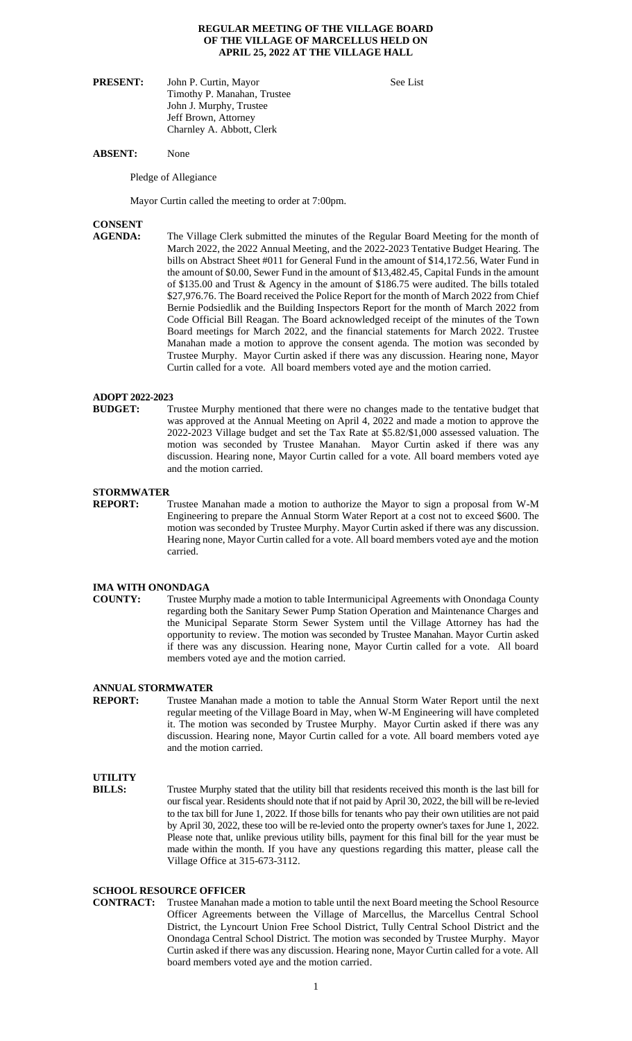**REGULAR MEETING OF THE VILLAGE BOARD OF THE VILLAGE OF MARCELLUS HELD ON APRIL 25, 2022 AT THE VILLAGE HALL**

**PRESENT:** John P. Curtin, Mayor
Timothy P. Manahan, Trustee
John J. Murphy, Trustee
Jeff Brown, Attorney
Charnley A. Abbott, Clerk

See List

**ABSENT:** None

Pledge of Allegiance

Mayor Curtin called the meeting to order at 7:00pm.

**CONSENT AGENDA:** The Village Clerk submitted the minutes of the Regular Board Meeting for the month of March 2022, the 2022 Annual Meeting, and the 2022-2023 Tentative Budget Hearing. The bills on Abstract Sheet #011 for General Fund in the amount of $14,172.56, Water Fund in the amount of $0.00, Sewer Fund in the amount of $13,482.45, Capital Funds in the amount of $135.00 and Trust & Agency in the amount of $186.75 were audited. The bills totaled $27,976.76. The Board received the Police Report for the month of March 2022 from Chief Bernie Podsiedlik and the Building Inspectors Report for the month of March 2022 from Code Official Bill Reagan. The Board acknowledged receipt of the minutes of the Town Board meetings for March 2022, and the financial statements for March 2022. Trustee Manahan made a motion to approve the consent agenda. The motion was seconded by Trustee Murphy. Mayor Curtin asked if there was any discussion. Hearing none, Mayor Curtin called for a vote. All board members voted aye and the motion carried.

**ADOPT 2022-2023 BUDGET:** Trustee Murphy mentioned that there were no changes made to the tentative budget that was approved at the Annual Meeting on April 4, 2022 and made a motion to approve the 2022-2023 Village budget and set the Tax Rate at $5.82/$1,000 assessed valuation. The motion was seconded by Trustee Manahan. Mayor Curtin asked if there was any discussion. Hearing none, Mayor Curtin called for a vote. All board members voted aye and the motion carried.

**STORMWATER REPORT:** Trustee Manahan made a motion to authorize the Mayor to sign a proposal from W-M Engineering to prepare the Annual Storm Water Report at a cost not to exceed $600. The motion was seconded by Trustee Murphy. Mayor Curtin asked if there was any discussion. Hearing none, Mayor Curtin called for a vote. All board members voted aye and the motion carried.

**IMA WITH ONONDAGA COUNTY:** Trustee Murphy made a motion to table Intermunicipal Agreements with Onondaga County regarding both the Sanitary Sewer Pump Station Operation and Maintenance Charges and the Municipal Separate Storm Sewer System until the Village Attorney has had the opportunity to review. The motion was seconded by Trustee Manahan. Mayor Curtin asked if there was any discussion. Hearing none, Mayor Curtin called for a vote. All board members voted aye and the motion carried.

**ANNUAL STORMWATER REPORT:** Trustee Manahan made a motion to table the Annual Storm Water Report until the next regular meeting of the Village Board in May, when W-M Engineering will have completed it. The motion was seconded by Trustee Murphy. Mayor Curtin asked if there was any discussion. Hearing none, Mayor Curtin called for a vote. All board members voted aye and the motion carried.

**UTILITY BILLS:** Trustee Murphy stated that the utility bill that residents received this month is the last bill for our fiscal year. Residents should note that if not paid by April 30, 2022, the bill will be re-levied to the tax bill for June 1, 2022. If those bills for tenants who pay their own utilities are not paid by April 30, 2022, these too will be re-levied onto the property owner's taxes for June 1, 2022. Please note that, unlike previous utility bills, payment for this final bill for the year must be made within the month. If you have any questions regarding this matter, please call the Village Office at 315-673-3112.

**SCHOOL RESOURCE OFFICER CONTRACT:** Trustee Manahan made a motion to table until the next Board meeting the School Resource Officer Agreements between the Village of Marcellus, the Marcellus Central School District, the Lyncourt Union Free School District, Tully Central School District and the Onondaga Central School District. The motion was seconded by Trustee Murphy. Mayor Curtin asked if there was any discussion. Hearing none, Mayor Curtin called for a vote. All board members voted aye and the motion carried.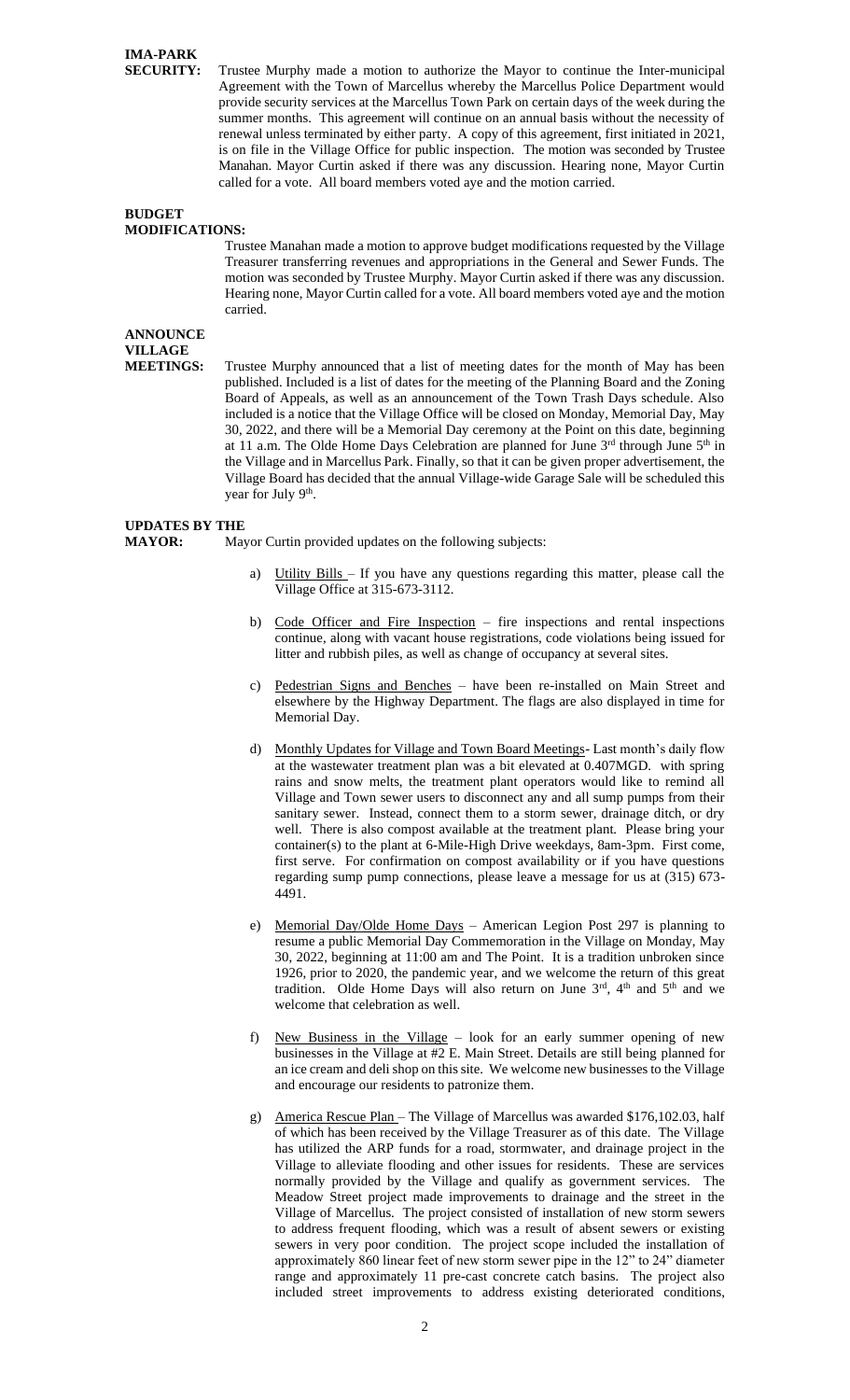**IMA-PARK SECURITY:** Trustee Murphy made a motion to authorize the Mayor to continue the Inter-municipal Agreement with the Town of Marcellus whereby the Marcellus Police Department would provide security services at the Marcellus Town Park on certain days of the week during the summer months. This agreement will continue on an annual basis without the necessity of renewal unless terminated by either party. A copy of this agreement, first initiated in 2021, is on file in the Village Office for public inspection. The motion was seconded by Trustee Manahan. Mayor Curtin asked if there was any discussion. Hearing none, Mayor Curtin called for a vote. All board members voted aye and the motion carried.

**BUDGET MODIFICATIONS:** Trustee Manahan made a motion to approve budget modifications requested by the Village Treasurer transferring revenues and appropriations in the General and Sewer Funds. The motion was seconded by Trustee Murphy. Mayor Curtin asked if there was any discussion. Hearing none, Mayor Curtin called for a vote. All board members voted aye and the motion carried.

**ANNOUNCE VILLAGE MEETINGS:** Trustee Murphy announced that a list of meeting dates for the month of May has been published. Included is a list of dates for the meeting of the Planning Board and the Zoning Board of Appeals, as well as an announcement of the Town Trash Days schedule. Also included is a notice that the Village Office will be closed on Monday, Memorial Day, May 30, 2022, and there will be a Memorial Day ceremony at the Point on this date, beginning at 11 a.m. The Olde Home Days Celebration are planned for June 3rd through June 5th in the Village and in Marcellus Park. Finally, so that it can be given proper advertisement, the Village Board has decided that the annual Village-wide Garage Sale will be scheduled this year for July 9th.

**UPDATES BY THE MAYOR:** Mayor Curtin provided updates on the following subjects:

a) Utility Bills – If you have any questions regarding this matter, please call the Village Office at 315-673-3112.

b) Code Officer and Fire Inspection – fire inspections and rental inspections continue, along with vacant house registrations, code violations being issued for litter and rubbish piles, as well as change of occupancy at several sites.

c) Pedestrian Signs and Benches – have been re-installed on Main Street and elsewhere by the Highway Department. The flags are also displayed in time for Memorial Day.

d) Monthly Updates for Village and Town Board Meetings- Last month's daily flow at the wastewater treatment plan was a bit elevated at 0.407MGD. with spring rains and snow melts, the treatment plant operators would like to remind all Village and Town sewer users to disconnect any and all sump pumps from their sanitary sewer. Instead, connect them to a storm sewer, drainage ditch, or dry well. There is also compost available at the treatment plant. Please bring your container(s) to the plant at 6-Mile-High Drive weekdays, 8am-3pm. First come, first serve. For confirmation on compost availability or if you have questions regarding sump pump connections, please leave a message for us at (315) 673-4491.

e) Memorial Day/Olde Home Days – American Legion Post 297 is planning to resume a public Memorial Day Commemoration in the Village on Monday, May 30, 2022, beginning at 11:00 am and The Point. It is a tradition unbroken since 1926, prior to 2020, the pandemic year, and we welcome the return of this great tradition. Olde Home Days will also return on June 3rd, 4th and 5th and we welcome that celebration as well.

f) New Business in the Village – look for an early summer opening of new businesses in the Village at #2 E. Main Street. Details are still being planned for an ice cream and deli shop on this site. We welcome new businesses to the Village and encourage our residents to patronize them.

g) America Rescue Plan – The Village of Marcellus was awarded $176,102.03, half of which has been received by the Village Treasurer as of this date. The Village has utilized the ARP funds for a road, stormwater, and drainage project in the Village to alleviate flooding and other issues for residents. These are services normally provided by the Village and qualify as government services. The Meadow Street project made improvements to drainage and the street in the Village of Marcellus. The project consisted of installation of new storm sewers to address frequent flooding, which was a result of absent sewers or existing sewers in very poor condition. The project scope included the installation of approximately 860 linear feet of new storm sewer pipe in the 12" to 24" diameter range and approximately 11 pre-cast concrete catch basins. The project also included street improvements to address existing deteriorated conditions,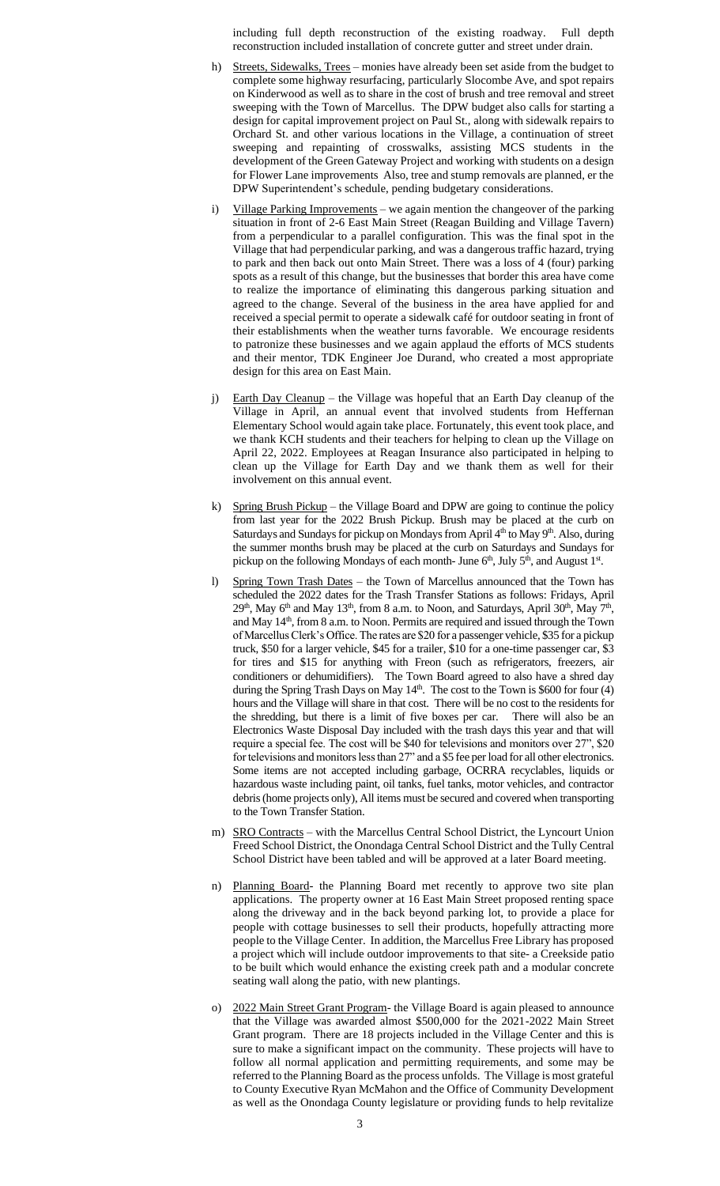including full depth reconstruction of the existing roadway. Full depth reconstruction included installation of concrete gutter and street under drain.

h) Streets, Sidewalks, Trees – monies have already been set aside from the budget to complete some highway resurfacing, particularly Slocombe Ave, and spot repairs on Kinderwood as well as to share in the cost of brush and tree removal and street sweeping with the Town of Marcellus. The DPW budget also calls for starting a design for capital improvement project on Paul St., along with sidewalk repairs to Orchard St. and other various locations in the Village, a continuation of street sweeping and repainting of crosswalks, assisting MCS students in the development of the Green Gateway Project and working with students on a design for Flower Lane improvements Also, tree and stump removals are planned, er the DPW Superintendent's schedule, pending budgetary considerations.

i) Village Parking Improvements – we again mention the changeover of the parking situation in front of 2-6 East Main Street (Reagan Building and Village Tavern) from a perpendicular to a parallel configuration. This was the final spot in the Village that had perpendicular parking, and was a dangerous traffic hazard, trying to park and then back out onto Main Street. There was a loss of 4 (four) parking spots as a result of this change, but the businesses that border this area have come to realize the importance of eliminating this dangerous parking situation and agreed to the change. Several of the business in the area have applied for and received a special permit to operate a sidewalk café for outdoor seating in front of their establishments when the weather turns favorable. We encourage residents to patronize these businesses and we again applaud the efforts of MCS students and their mentor, TDK Engineer Joe Durand, who created a most appropriate design for this area on East Main.

j) Earth Day Cleanup – the Village was hopeful that an Earth Day cleanup of the Village in April, an annual event that involved students from Heffernan Elementary School would again take place. Fortunately, this event took place, and we thank KCH students and their teachers for helping to clean up the Village on April 22, 2022. Employees at Reagan Insurance also participated in helping to clean up the Village for Earth Day and we thank them as well for their involvement on this annual event.

k) Spring Brush Pickup – the Village Board and DPW are going to continue the policy from last year for the 2022 Brush Pickup. Brush may be placed at the curb on Saturdays and Sundays for pickup on Mondays from April 4th to May 9th. Also, during the summer months brush may be placed at the curb on Saturdays and Sundays for pickup on the following Mondays of each month- June 6th, July 5th, and August 1st.

l) Spring Town Trash Dates – the Town of Marcellus announced that the Town has scheduled the 2022 dates for the Trash Transfer Stations as follows: Fridays, April 29th, May 6th and May 13th, from 8 a.m. to Noon, and Saturdays, April 30th, May 7th, and May 14th, from 8 a.m. to Noon. Permits are required and issued through the Town of Marcellus Clerk's Office. The rates are $20 for a passenger vehicle, $35 for a pickup truck, $50 for a larger vehicle, $45 for a trailer, $10 for a one-time passenger car, $3 for tires and $15 for anything with Freon (such as refrigerators, freezers, air conditioners or dehumidifiers). The Town Board agreed to also have a shred day during the Spring Trash Days on May 14th. The cost to the Town is $600 for four (4) hours and the Village will share in that cost. There will be no cost to the residents for the shredding, but there is a limit of five boxes per car. There will also be an Electronics Waste Disposal Day included with the trash days this year and that will require a special fee. The cost will be $40 for televisions and monitors over 27", $20 for televisions and monitors less than 27" and a $5 fee per load for all other electronics. Some items are not accepted including garbage, OCRRA recyclables, liquids or hazardous waste including paint, oil tanks, fuel tanks, motor vehicles, and contractor debris (home projects only), All items must be secured and covered when transporting to the Town Transfer Station.

m) SRO Contracts – with the Marcellus Central School District, the Lyncourt Union Freed School District, the Onondaga Central School District and the Tully Central School District have been tabled and will be approved at a later Board meeting.

n) Planning Board- the Planning Board met recently to approve two site plan applications. The property owner at 16 East Main Street proposed renting space along the driveway and in the back beyond parking lot, to provide a place for people with cottage businesses to sell their products, hopefully attracting more people to the Village Center. In addition, the Marcellus Free Library has proposed a project which will include outdoor improvements to that site- a Creekside patio to be built which would enhance the existing creek path and a modular concrete seating wall along the patio, with new plantings.

o) 2022 Main Street Grant Program- the Village Board is again pleased to announce that the Village was awarded almost $500,000 for the 2021-2022 Main Street Grant program. There are 18 projects included in the Village Center and this is sure to make a significant impact on the community. These projects will have to follow all normal application and permitting requirements, and some may be referred to the Planning Board as the process unfolds. The Village is most grateful to County Executive Ryan McMahon and the Office of Community Development as well as the Onondaga County legislature or providing funds to help revitalize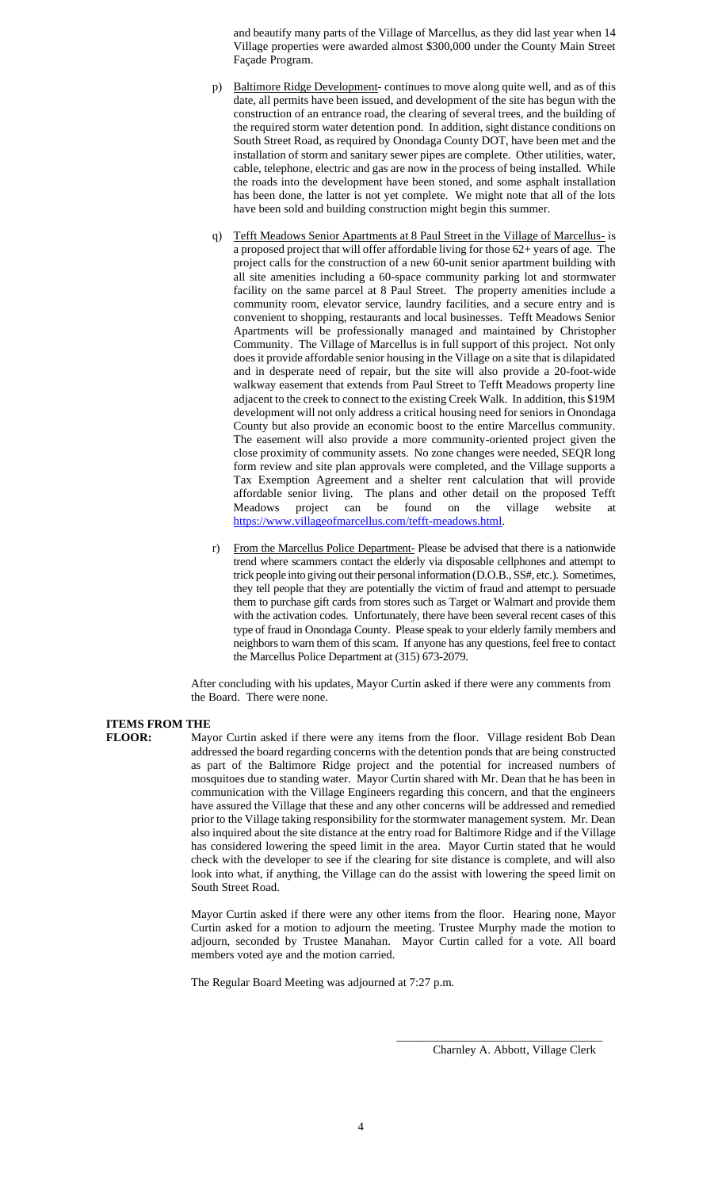and beautify many parts of the Village of Marcellus, as they did last year when 14 Village properties were awarded almost $300,000 under the County Main Street Façade Program.

p) Baltimore Ridge Development- continues to move along quite well, and as of this date, all permits have been issued, and development of the site has begun with the construction of an entrance road, the clearing of several trees, and the building of the required storm water detention pond. In addition, sight distance conditions on South Street Road, as required by Onondaga County DOT, have been met and the installation of storm and sanitary sewer pipes are complete. Other utilities, water, cable, telephone, electric and gas are now in the process of being installed. While the roads into the development have been stoned, and some asphalt installation has been done, the latter is not yet complete. We might note that all of the lots have been sold and building construction might begin this summer.

q) Tefft Meadows Senior Apartments at 8 Paul Street in the Village of Marcellus- is a proposed project that will offer affordable living for those 62+ years of age. The project calls for the construction of a new 60-unit senior apartment building with all site amenities including a 60-space community parking lot and stormwater facility on the same parcel at 8 Paul Street. The property amenities include a community room, elevator service, laundry facilities, and a secure entry and is convenient to shopping, restaurants and local businesses. Tefft Meadows Senior Apartments will be professionally managed and maintained by Christopher Community. The Village of Marcellus is in full support of this project. Not only does it provide affordable senior housing in the Village on a site that is dilapidated and in desperate need of repair, but the site will also provide a 20-foot-wide walkway easement that extends from Paul Street to Tefft Meadows property line adjacent to the creek to connect to the existing Creek Walk. In addition, this $19M development will not only address a critical housing need for seniors in Onondaga County but also provide an economic boost to the entire Marcellus community. The easement will also provide a more community-oriented project given the close proximity of community assets. No zone changes were needed, SEQR long form review and site plan approvals were completed, and the Village supports a Tax Exemption Agreement and a shelter rent calculation that will provide affordable senior living. The plans and other detail on the proposed Tefft Meadows project can be found on the village website at https://www.villageofmarcellus.com/tefft-meadows.html.

r) From the Marcellus Police Department- Please be advised that there is a nationwide trend where scammers contact the elderly via disposable cellphones and attempt to trick people into giving out their personal information (D.O.B., SS#, etc.). Sometimes, they tell people that they are potentially the victim of fraud and attempt to persuade them to purchase gift cards from stores such as Target or Walmart and provide them with the activation codes. Unfortunately, there have been several recent cases of this type of fraud in Onondaga County. Please speak to your elderly family members and neighbors to warn them of this scam. If anyone has any questions, feel free to contact the Marcellus Police Department at (315) 673-2079.

After concluding with his updates, Mayor Curtin asked if there were any comments from the Board. There were none.

**ITEMS FROM THE FLOOR:**

Mayor Curtin asked if there were any items from the floor. Village resident Bob Dean addressed the board regarding concerns with the detention ponds that are being constructed as part of the Baltimore Ridge project and the potential for increased numbers of mosquitoes due to standing water. Mayor Curtin shared with Mr. Dean that he has been in communication with the Village Engineers regarding this concern, and that the engineers have assured the Village that these and any other concerns will be addressed and remedied prior to the Village taking responsibility for the stormwater management system. Mr. Dean also inquired about the site distance at the entry road for Baltimore Ridge and if the Village has considered lowering the speed limit in the area. Mayor Curtin stated that he would check with the developer to see if the clearing for site distance is complete, and will also look into what, if anything, the Village can do the assist with lowering the speed limit on South Street Road.

Mayor Curtin asked if there were any other items from the floor. Hearing none, Mayor Curtin asked for a motion to adjourn the meeting. Trustee Murphy made the motion to adjourn, seconded by Trustee Manahan. Mayor Curtin called for a vote. All board members voted aye and the motion carried.

The Regular Board Meeting was adjourned at 7:27 p.m.

\_\_\_\_\_\_\_\_\_\_\_\_\_\_\_\_\_\_\_\_\_\_\_\_\_\_\_\_\_\_\_\_\_\_\_

Charnley A. Abbott, Village Clerk